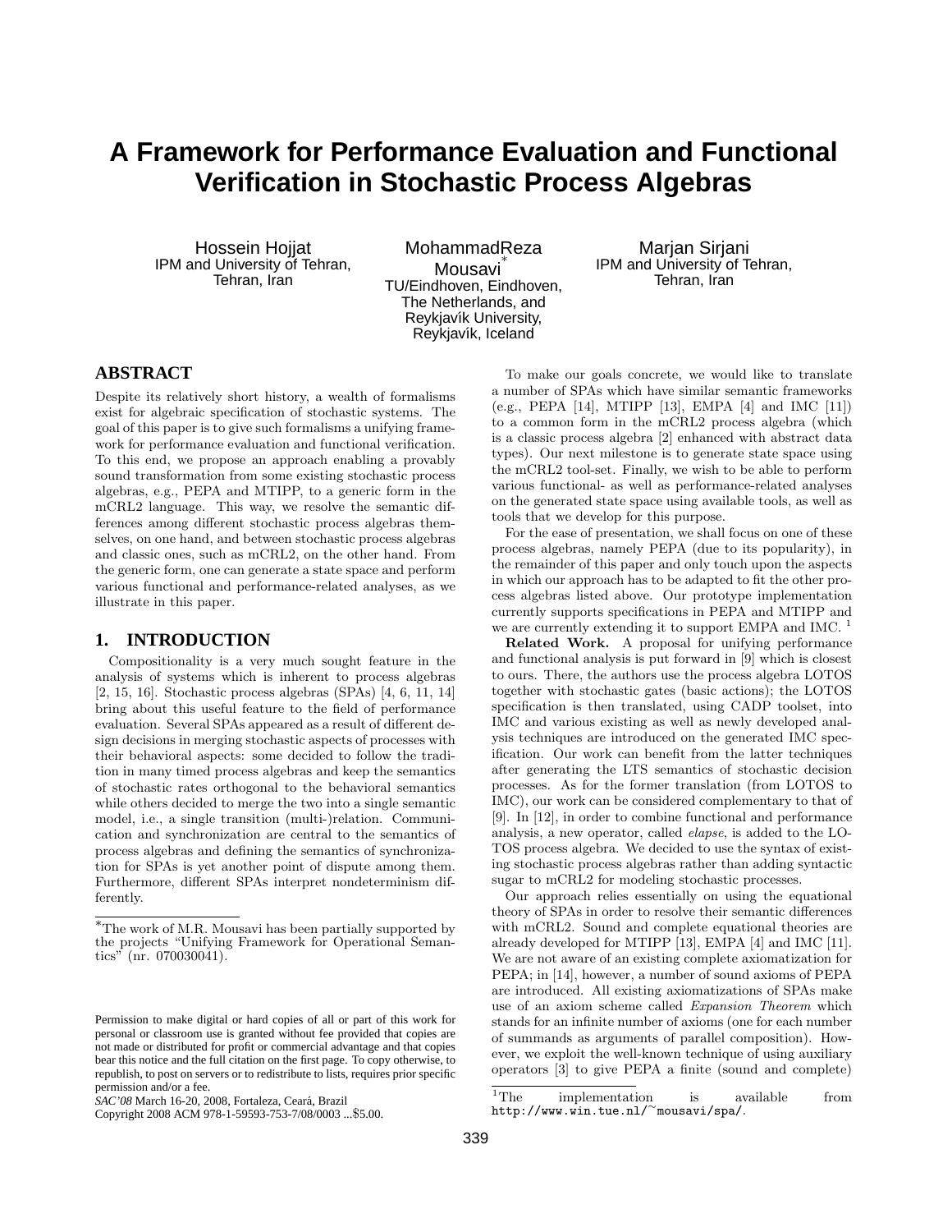# A Framework for Performance Evaluation and Functional Verification in Stochastic Process Algebras

Hossein Hojjat
IPM and University of Tehran, Tehran, Iran

MohammadReza Mousavi*
TU/Eindhoven, Eindhoven, The Netherlands, and Reykjavík University, Reykjavík, Iceland

Marjan Sirjani
IPM and University of Tehran, Tehran, Iran

## ABSTRACT

Despite its relatively short history, a wealth of formalisms exist for algebraic specification of stochastic systems. The goal of this paper is to give such formalisms a unifying framework for performance evaluation and functional verification. To this end, we propose an approach enabling a provably sound transformation from some existing stochastic process algebras, e.g., PEPA and MTIPP, to a generic form in the mCRL2 language. This way, we resolve the semantic differences among different stochastic process algebras themselves, on one hand, and between stochastic process algebras and classic ones, such as mCRL2, on the other hand. From the generic form, one can generate a state space and perform various functional and performance-related analyses, as we illustrate in this paper.

## 1. INTRODUCTION

Compositionality is a very much sought feature in the analysis of systems which is inherent to process algebras [2, 15, 16]. Stochastic process algebras (SPAs) [4, 6, 11, 14] bring about this useful feature to the field of performance evaluation. Several SPAs appeared as a result of different design decisions in merging stochastic aspects of processes with their behavioral aspects: some decided to follow the tradition in many timed process algebras and keep the semantics of stochastic rates orthogonal to the behavioral semantics while others decided to merge the two into a single semantic model, i.e., a single transition (multi-)relation. Communication and synchronization are central to the semantics of process algebras and defining the semantics of synchronization for SPAs is yet another point of dispute among them. Furthermore, different SPAs interpret nondeterminism differently.

*The work of M.R. Mousavi has been partially supported by the projects "Unifying Framework for Operational Semantics" (nr. 070030041).

Permission to make digital or hard copies of all or part of this work for personal or classroom use is granted without fee provided that copies are not made or distributed for profit or commercial advantage and that copies bear this notice and the full citation on the first page. To copy otherwise, to republish, to post on servers or to redistribute to lists, requires prior specific permission and/or a fee.
*SAC'08* March 16-20, 2008, Fortaleza, Ceará, Brazil
Copyright 2008 ACM 978-1-59593-753-7/08/0003 ...$5.00.

To make our goals concrete, we would like to translate a number of SPAs which have similar semantic frameworks (e.g., PEPA [14], MTIPP [13], EMPA [4] and IMC [11]) to a common form in the mCRL2 process algebra (which is a classic process algebra [2] enhanced with abstract data types). Our next milestone is to generate state space using the mCRL2 tool-set. Finally, we wish to be able to perform various functional- as well as performance-related analyses on the generated state space using available tools, as well as tools that we develop for this purpose.

For the ease of presentation, we shall focus on one of these process algebras, namely PEPA (due to its popularity), in the remainder of this paper and only touch upon the aspects in which our approach has to be adapted to fit the other process algebras listed above. Our prototype implementation currently supports specifications in PEPA and MTIPP and we are currently extending it to support EMPA and IMC. [1]

**Related Work.** A proposal for unifying performance and functional analysis is put forward in [9] which is closest to ours. There, the authors use the process algebra LOTOS together with stochastic gates (basic actions); the LOTOS specification is then translated, using CADP toolset, into IMC and various existing as well as newly developed analysis techniques are introduced on the generated IMC specification. Our work can benefit from the latter techniques after generating the LTS semantics of stochastic decision processes. As for the former translation (from LOTOS to IMC), our work can be considered complementary to that of [9]. In [12], in order to combine functional and performance analysis, a new operator, called *elapse*, is added to the LOTOS process algebra. We decided to use the syntax of existing stochastic process algebras rather than adding syntactic sugar to mCRL2 for modeling stochastic processes.

Our approach relies essentially on using the equational theory of SPAs in order to resolve their semantic differences with mCRL2. Sound and complete equational theories are already developed for MTIPP [13], EMPA [4] and IMC [11]. We are not aware of an existing complete axiomatization for PEPA; in [14], however, a number of sound axioms of PEPA are introduced. All existing axiomatizations of SPAs make use of an axiom scheme called *Expansion Theorem* which stands for an infinite number of axioms (one for each number of summands as arguments of parallel composition). However, we exploit the well-known technique of using auxiliary operators [3] to give PEPA a finite (sound and complete)

[1] The implementation is available from http://www.win.tue.nl/~mousavi/spa/.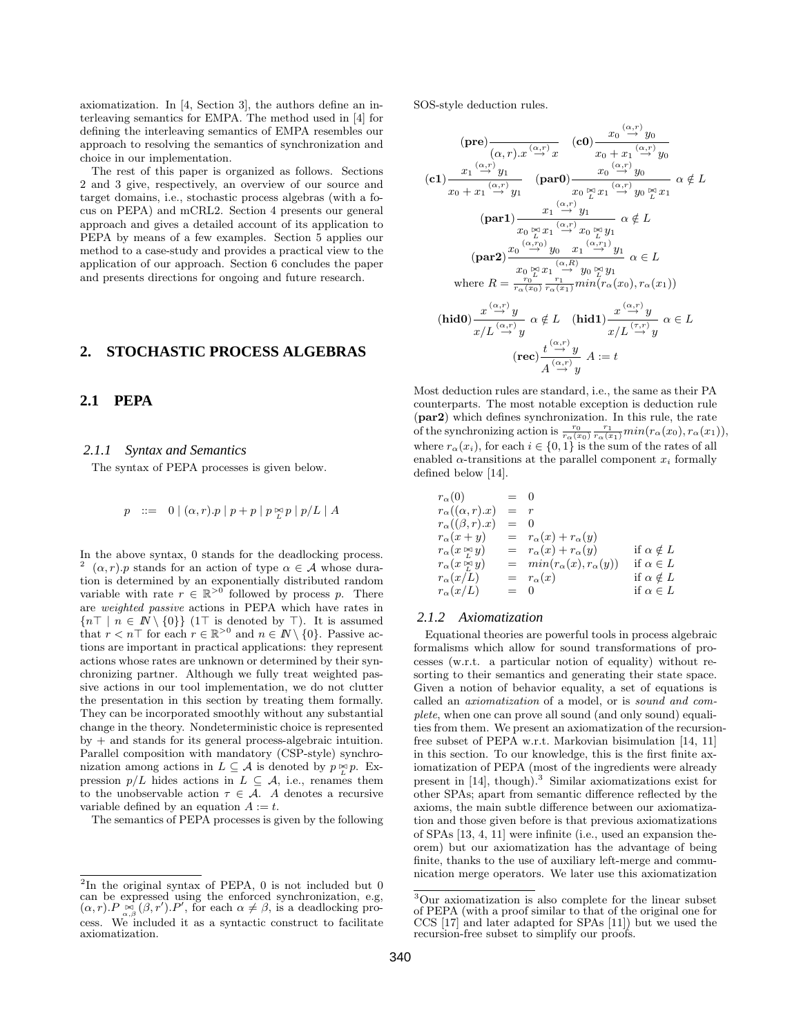axiomatization. In [4, Section 3], the authors define an interleaving semantics for EMPA. The method used in [4] for defining the interleaving semantics of EMPA resembles our approach to resolving the semantics of synchronization and choice in our implementation.

The rest of this paper is organized as follows. Sections 2 and 3 give, respectively, an overview of our source and target domains, i.e., stochastic process algebras (with a focus on PEPA) and mCRL2. Section 4 presents our general approach and gives a detailed account of its application to PEPA by means of a few examples. Section 5 applies our method to a case-study and provides a practical view to the application of our approach. Section 6 concludes the paper and presents directions for ongoing and future research.

## 2. STOCHASTIC PROCESS ALGEBRAS

### 2.1 PEPA

#### 2.1.1 Syntax and Semantics

The syntax of PEPA processes is given below.

$$p \;\;::=\;\; 0 \mid (\alpha, r).p \mid p + p \mid p \underset{L}{\bowtie} p \mid p/L \mid A$$

In the above syntax, 0 stands for the deadlocking process. [2] $(\alpha, r).p$ stands for an action of type $\alpha \in \mathcal{A}$ whose duration is determined by an exponentially distributed random variable with rate $r \in \mathbb{R}^{>0}$ followed by process $p$. There are *weighted passive* actions in PEPA which have rates in $\{n\top \mid n \in \mathbb{N} \setminus \{0\}\}$ ($1\top$ is denoted by $\top$). It is assumed that $r < n\top$ for each $r \in \mathbb{R}^{>0}$ and $n \in \mathbb{N} \setminus \{0\}$. Passive actions are important in practical applications: they represent actions whose rates are unknown or determined by their synchronizing partner. Although we fully treat weighted passive actions in our tool implementation, we do not clutter the presentation in this section by treating them formally. They can be incorporated smoothly without any substantial change in the theory. Nondeterministic choice is represented by + and stands for its general process-algebraic intuition. Parallel composition with mandatory (CSP-style) synchronization among actions in $L \subseteq \mathcal{A}$ is denoted by $p \underset{L}{\bowtie} p$. Expression $p/L$ hides actions in $L \subseteq \mathcal{A}$, i.e., renames them to the unobservable action $\tau \in \mathcal{A}$. $A$ denotes a recursive variable defined by an equation $A := t$.

The semantics of PEPA processes is given by the following SOS-style deduction rules.

$$(\textbf{pre})\frac{}{(\alpha,r).x \overset{(\alpha,r)}{\rightarrow} x} \quad (\textbf{c0})\frac{x_0 \overset{(\alpha,r)}{\rightarrow} y_0}{x_0 + x_1 \overset{(\alpha,r)}{\rightarrow} y_0}$$

$$(\textbf{c1})\frac{x_1 \overset{(\alpha,r)}{\rightarrow} y_1}{x_0 + x_1 \overset{(\alpha,r)}{\rightarrow} y_1} \quad (\textbf{par0})\frac{x_0 \overset{(\alpha,r)}{\rightarrow} y_0}{x_0 \underset{L}{\bowtie} x_1 \overset{(\alpha,r)}{\rightarrow} y_0 \underset{L}{\bowtie} x_1}\ \alpha \notin L$$

$$(\textbf{par1})\frac{x_1 \overset{(\alpha,r)}{\rightarrow} y_1}{x_0 \underset{L}{\bowtie} x_1 \overset{(\alpha,r)}{\rightarrow} x_0 \underset{L}{\bowtie} y_1}\ \alpha \notin L$$

$$(\textbf{par2})\frac{x_0 \overset{(\alpha,r_0)}{\rightarrow} y_0 \quad x_1 \overset{(\alpha,r_1)}{\rightarrow} y_1}{x_0 \underset{L}{\bowtie} x_1 \overset{(\alpha,R)}{\rightarrow} y_0 \underset{L}{\bowtie} y_1}\ \alpha \in L$$

$$\text{where } R = \frac{r_0}{r_\alpha(x_0)} \frac{r_1}{r_\alpha(x_1)} min(r_\alpha(x_0), r_\alpha(x_1))$$

$$(\textbf{hid0})\frac{x \overset{(\alpha,r)}{\rightarrow} y}{x/L \overset{(\alpha,r)}{\rightarrow} y}\ \alpha \notin L \quad (\textbf{hid1})\frac{x \overset{(\alpha,r)}{\rightarrow} y}{x/L \overset{(\tau,r)}{\rightarrow} y}\ \alpha \in L$$

$$(\textbf{rec})\frac{t \overset{(\alpha,r)}{\rightarrow} y}{A \overset{(\alpha,r)}{\rightarrow} y}\ A := t$$

Most deduction rules are standard, i.e., the same as their PA counterparts. The most notable exception is deduction rule (**par2**) which defines synchronization. In this rule, the rate of the synchronizing action is $\frac{r_0}{r_\alpha(x_0)} \frac{r_1}{r_\alpha(x_1)} min(r_\alpha(x_0), r_\alpha(x_1))$, where $r_\alpha(x_i)$, for each $i \in \{0, 1\}$ is the sum of the rates of all enabled $\alpha$-transitions at the parallel component $x_i$ formally defined below [14].

$$\begin{array}{lcll}
r_\alpha(0) & = & 0 & \\
r_\alpha((\alpha, r).x) & = & r & \\
r_\alpha((\beta, r).x) & = & 0 & \\
r_\alpha(x + y) & = & r_\alpha(x) + r_\alpha(y) & \\
r_\alpha(x \underset{L}{\bowtie} y) & = & r_\alpha(x) + r_\alpha(y) & \text{if } \alpha \notin L \\
r_\alpha(x \underset{L}{\bowtie} y) & = & min(r_\alpha(x), r_\alpha(y)) & \text{if } \alpha \in L \\
r_\alpha(x/L) & = & r_\alpha(x) & \text{if } \alpha \notin L \\
r_\alpha(x/L) & = & 0 & \text{if } \alpha \in L
\end{array}$$

#### 2.1.2 Axiomatization

Equational theories are powerful tools in process algebraic formalisms which allow for sound transformations of processes (w.r.t. a particular notion of equality) without resorting to their semantics and generating their state space. Given a notion of behavior equality, a set of equations is called an *axiomatization* of a model, or is *sound and complete*, when one can prove all sound (and only sound) equalities from them. We present an axiomatization of the recursion-free subset of PEPA w.r.t. Markovian bisimulation [14, 11] in this section. To our knowledge, this is the first finite axiomatization of PEPA (most of the ingredients were already present in [14], though).[3] Similar axiomatizations exist for other SPAs; apart from semantic difference reflected by the axioms, the main subtle difference between our axiomatization and those given before is that previous axiomatizations of SPAs [13, 4, 11] were infinite (i.e., used an expansion theorem) but our axiomatization has the advantage of being finite, thanks to the use of auxiliary left-merge and communication merge operators. We later use this axiomatization

---

[2] In the original syntax of PEPA, 0 is not included but 0 can be expressed using the enforced synchronization, e.g, $(\alpha, r).P \underset{\alpha,\beta}{\bowtie} (\beta, r').P'$, for each $\alpha \neq \beta$, is a deadlocking process. We included it as a syntactic construct to facilitate axiomatization.

[3] Our axiomatization is also complete for the linear subset of PEPA (with a proof similar to that of the original one for CCS [17] and later adapted for SPAs [11]) but we used the recursion-free subset to simplify our proofs.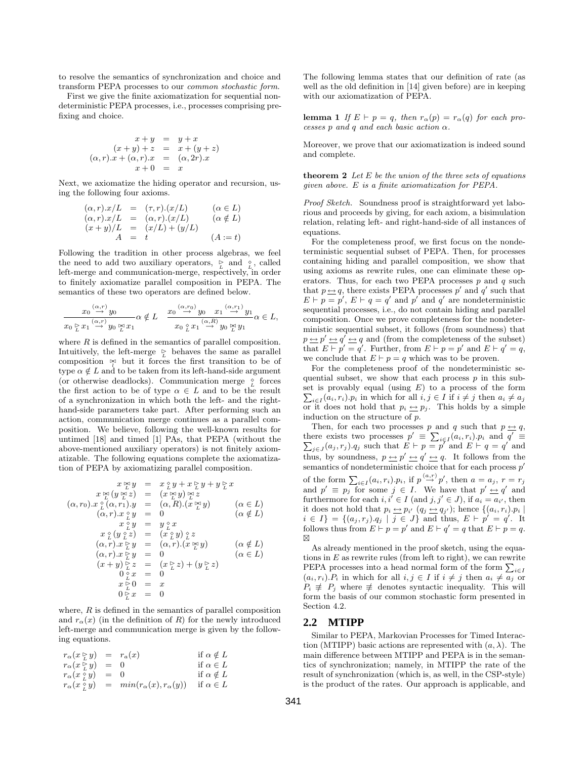to resolve the semantics of synchronization and choice and transform PEPA processes to our *common stochastic form*.

First we give the finite axiomatization for sequential nondeterministic PEPA processes, i.e., processes comprising prefixing and choice.

$$
\begin{aligned}
x + y &= y + x \\
(x + y) + z &= x + (y + z) \\
(\alpha, r).x + (\alpha, r).x &= (\alpha, 2r).x \\
x + 0 &= x
\end{aligned}
$$

Next, we axiomatize the hiding operator and recursion, using the following four axioms.

$$
\begin{aligned}
(\alpha, r).x/L &= (\tau, r).(x/L) && (\alpha \in L) \\
(\alpha, r).x/L &= (\alpha, r).(x/L) && (\alpha \notin L) \\
(x + y)/L &= (x/L) + (y/L) \\
A &= t && (A := t)
\end{aligned}
$$

Following the tradition in other process algebras, we feel the need to add two auxiliary operators, $\underset{L}{\triangleright}$ and $\underset{L}{\diamond}$, called left-merge and communication-merge, respectively, in order to finitely axiomatize parallel composition in PEPA. The semantics of these two operators are defined below.

$$
\frac{x_0 \overset{(\alpha,r)}{\rightarrow} y_0}{x_0 \underset{L}{\triangleright} x_1 \overset{(\alpha,r)}{\rightarrow} y_0 \underset{L}{\bowtie} x_1} \alpha \notin L \qquad \frac{x_0 \overset{(\alpha,r_0)}{\rightarrow} y_0 \quad x_1 \overset{(\alpha,r_1)}{\rightarrow} y_1}{x_0 \underset{L}{\diamond} x_1 \overset{(\alpha,R)}{\rightarrow} y_0 \underset{L}{\bowtie} y_1} \alpha \in L,
$$

where $R$ is defined in the semantics of parallel composition. Intuitively, the left-merge $\underset{L}{\triangleright}$ behaves the same as parallel composition $\underset{l}{\bowtie}$ but it forces the first transition to be of type $\alpha \notin L$ and to be taken from its left-hand-side argument (or otherwise deadlocks). Communication merge $\underset{L}{\diamond}$ forces the first action to be of type $\alpha \in L$ and to be the result of a synchronization in which both the left- and the right-hand-side parameters take part. After performing such an action, communication merge continues as a parallel composition. We believe, following the well-known results for untimed [18] and timed [1] PAs, that PEPA (without the above-mentioned auxiliary operators) is not finitely axiomatizable. The following equations complete the axiomatization of PEPA by axiomatizing parallel composition.

$$
\begin{aligned}
x \underset{L}{\bowtie} y &= x \underset{L}{\diamond} y + x \underset{L}{\triangleright} y + y \underset{L}{\triangleright} x \\
x \underset{L}{\bowtie} (y \underset{L}{\bowtie} z) &= (x \underset{L}{\bowtie} y) \underset{L}{\bowtie} z \\
(\alpha, r_0).x \underset{L}{\diamond} (\alpha, r_1).y &= (\alpha, R).(x \underset{L}{\bowtie} y) && (\alpha \in L) \\
(\alpha, r).x \underset{L}{\diamond} y &= 0 && (\alpha \notin L) \\
x \underset{L}{\diamond} y &= y \underset{L}{\diamond} x \\
x \underset{L}{\diamond} (y \underset{L}{\diamond} z) &= (x \underset{L}{\diamond} y) \underset{L}{\diamond} z \\
(\alpha, r).x \underset{L}{\triangleright} y &= (\alpha, r).(x \underset{L}{\bowtie} y) && (\alpha \notin L) \\
(\alpha, r).x \underset{L}{\triangleright} y &= 0 && (\alpha \in L) \\
(x + y) \underset{L}{\triangleright} z &= (x \underset{L}{\triangleright} z) + (y \underset{L}{\triangleright} z) \\
0 \underset{L}{\diamond} x &= 0 \\
x \underset{L}{\triangleright} 0 &= x \\
0 \underset{L}{\triangleright} x &= 0
\end{aligned}
$$

where, $R$ is defined in the semantics of parallel composition and $r_\alpha(x)$ (in the definition of $R$) for the newly introduced left-merge and communication merge is given by the following equations.

$$
\begin{aligned}
r_\alpha(x \underset{L}{\triangleright} y) &= r_a(x) && \text{if } \alpha \notin L \\
r_\alpha(x \underset{L}{\triangleright} y) &= 0 && \text{if } \alpha \in L \\
r_\alpha(x \underset{L}{\diamond} y) &= 0 && \text{if } \alpha \notin L \\
r_\alpha(x \underset{L}{\diamond} y) &= min(r_\alpha(x), r_\alpha(y)) && \text{if } \alpha \in L
\end{aligned}
$$

The following lemma states that our definition of rate (as well as the old definition in [14] given before) are in keeping with our axiomatization of PEPA.

**lemma 1** *If $E \vdash p = q$, then $r_\alpha(p) = r_\alpha(q)$ for each processes $p$ and $q$ and each basic action $\alpha$.*

Moreover, we prove that our axiomatization is indeed sound and complete.

**theorem 2** *Let $E$ be the union of the three sets of equations given above. $E$ is a finite axiomatization for PEPA.*

*Proof Sketch.* Soundness proof is straightforward yet laborious and proceeds by giving, for each axiom, a bisimulation relation, relating left- and right-hand-side of all instances of equations.

For the completeness proof, we first focus on the nondeterministic sequential subset of PEPA. Then, for processes containing hiding and parallel composition, we show that using axioms as rewrite rules, one can eliminate these operators. Thus, for each two PEPA processes $p$ and $q$ such that $p \leftrightarrow q$, there exists PEPA processes $p'$ and $q'$ such that $E \vdash p = p'$, $E \vdash q = q'$ and $p'$ and $q'$ are nondeterministic sequential processes, i.e., do not contain hiding and parallel composition. Once we prove completeness for the nondeterministic sequential subset, it follows (from soundness) that $p \leftrightarrow p' \leftrightarrow q' \leftrightarrow q$ and (from the completeness of the subset) that $E \vdash p' = q'$. Further, from $E \vdash p = p'$ and $E \vdash q' = q$, we conclude that $E \vdash p = q$ which was to be proven.

For the completeness proof of the nondeterministic sequential subset, we show that each process $p$ in this subset is provably equal (using $E$) to a process of the form $\sum_{i \in I}(a_i, r_i).p_i$ in which for all $i, j \in I$ if $i \neq j$ then $a_i \neq a_j$ or it does not hold that $p_i \leftrightarrow p_j$. This holds by a simple induction on the structure of $p$.

Then, for each two processes $p$ and $q$ such that $p \leftrightarrow q$, there exists two processes $p' \equiv \sum_{i \in I}(a_i, r_i).p_i$ and $q' \equiv \sum_{j \in J}(a_j, r_j).q_j$ such that $E \vdash p = p'$ and $E \vdash q = q'$ and thus, by soundness, $p \leftrightarrow p' \leftrightarrow q' \leftrightarrow q$. It follows from the semantics of nondeterministic choice that for each process $p'$ of the form $\sum_{i \in I}(a_i, r_i).p_i$, if $p \overset{(a,r)}{\rightarrow} p'$, then $a = a_j$, $r = r_j$ and $p' \equiv p_j$ for some $j \in I$. We have that $p' \leftrightarrow q'$ and furthermore for each $i, i' \in I$ (and $j, j' \in J$), if $a_i = a_{i'}$, then it does not hold that $p_i \leftrightarrow p_{i'}$ ($q_j \leftrightarrow q_{j'}$); hence $\{(a_i, r_i).p_i \mid i \in I\} = \{(a_j, r_j).q_j \mid j \in J\}$ and thus, $E \vdash p' = q'$. It follows thus from $E \vdash p = p'$ and $E \vdash q' = q$ that $E \vdash p = q$. ⊠

As already mentioned in the proof sketch, using the equations in $E$ as rewrite rules (from left to right), we can rewrite PEPA processes into a head normal form of the form $\sum_{i \in I}(a_i, r_i).P_i$ in which for all $i, j \in I$ if $i \neq j$ then $a_i \neq a_j$ or $P_i \not\equiv P_j$ where $\not\equiv$ denotes syntactic inequality. This will form the basis of our common stochastic form presented in Section 4.2.

## 2.2 MTIPP

Similar to PEPA, Markovian Processes for Timed Interaction (MTIPP) basic actions are represented with $(a, \lambda)$. The main difference between MTIPP and PEPA is in the semantics of synchronization; namely, in MTIPP the rate of the result of synchronization (which is, as well, in the CSP-style) is the product of the rates. Our approach is applicable, and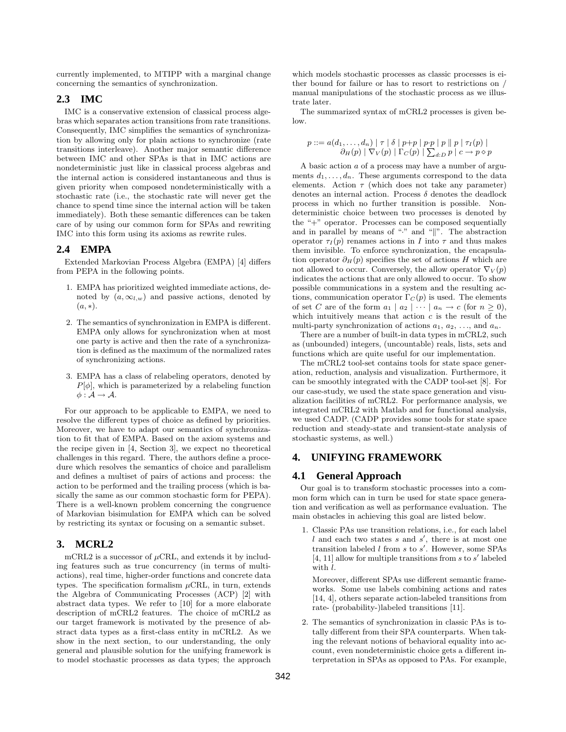currently implemented, to MTIPP with a marginal change concerning the semantics of synchronization.

### 2.3 IMC

IMC is a conservative extension of classical process algebras which separates action transitions from rate transitions. Consequently, IMC simplifies the semantics of synchronization by allowing only for plain actions to synchronize (rate transitions interleave). Another major semantic difference between IMC and other SPAs is that in IMC actions are nondeterministic just like in classical process algebras and the internal action is considered instantaneous and thus is given priority when composed nondeterministically with a stochastic rate (i.e., the stochastic rate will never get the chance to spend time since the internal action will be taken immediately). Both these semantic differences can be taken care of by using our common form for SPAs and rewriting IMC into this form using its axioms as rewrite rules.

### 2.4 EMPA

Extended Markovian Process Algebra (EMPA) [4] differs from PEPA in the following points.

1. EMPA has prioritized weighted immediate actions, denoted by $(a, \infty_{l,w})$ and passive actions, denoted by $(a, *)$.

2. The semantics of synchronization in EMPA is different. EMPA only allows for synchronization when at most one party is active and then the rate of a synchronization is defined as the maximum of the normalized rates of synchronizing actions.

3. EMPA has a class of relabeling operators, denoted by $P[\phi]$, which is parameterized by a relabeling function $\phi : \mathcal{A} \to \mathcal{A}$.

For our approach to be applicable to EMPA, we need to resolve the different types of choice as defined by priorities. Moreover, we have to adapt our semantics of synchronization to fit that of EMPA. Based on the axiom systems and the recipe given in [4, Section 3], we expect no theoretical challenges in this regard. There, the authors define a procedure which resolves the semantics of choice and parallelism and defines a multiset of pairs of actions and process: the action to be performed and the trailing process (which is basically the same as our common stochastic form for PEPA). There is a well-known problem concerning the congruence of Markovian bisimulation for EMPA which can be solved by restricting its syntax or focusing on a semantic subset.

## 3. MCRL2

mCRL2 is a successor of $\mu$CRL, and extends it by including features such as true concurrency (in terms of multi-actions), real time, higher-order functions and concrete data types. The specification formalism $\mu$CRL, in turn, extends the Algebra of Communicating Processes (ACP) [2] with abstract data types. We refer to [10] for a more elaborate description of mCRL2 features. The choice of mCRL2 as our target framework is motivated by the presence of abstract data types as a first-class entity in mCRL2. As we show in the next section, to our understanding, the only general and plausible solution for the unifying framework is to model stochastic processes as data types; the approach which models stochastic processes as classic processes is either bound for failure or has to resort to restrictions on / manual manipulations of the stochastic process as we illustrate later.

The summarized syntax of mCRL2 processes is given below.

$$p ::= a(d_1, \ldots, d_n) \mid \tau \mid \delta \mid p{+}p \mid p{\cdot}p \mid p \parallel p \mid \tau_I(p) \mid \partial_H(p) \mid \nabla_V(p) \mid \Gamma_C(p) \mid \textstyle\sum_{d:D} p \mid c \to p \diamond p$$

A basic action $a$ of a process may have a number of arguments $d_1, \ldots, d_n$. These arguments correspond to the data elements. Action $\tau$ (which does not take any parameter) denotes an internal action. Process $\delta$ denotes the deadlock process in which no further transition is possible. Nondeterministic choice between two processes is denoted by the "+" operator. Processes can be composed sequentially and in parallel by means of "$\cdot$" and "$\|$". The abstraction operator $\tau_I(p)$ renames actions in $I$ into $\tau$ and thus makes them invisible. To enforce synchronization, the encapsulation operator $\partial_H(p)$ specifies the set of actions $H$ which are not allowed to occur. Conversely, the allow operator $\nabla_V(p)$ indicates the actions that are only allowed to occur. To show possible communications in a system and the resulting actions, communication operator $\Gamma_C(p)$ is used. The elements of set $C$ are of the form $a_1 \mid a_2 \mid \cdots \mid a_n \to c$ (for $n \geq 0$), which intuitively means that action $c$ is the result of the multi-party synchronization of actions $a_1, a_2, \ldots,$ and $a_n$.

There are a number of built-in data types in mCRL2, such as (unbounded) integers, (uncountable) reals, lists, sets and functions which are quite useful for our implementation.

The mCRL2 tool-set contains tools for state space generation, reduction, analysis and visualization. Furthermore, it can be smoothly integrated with the CADP tool-set [8]. For our case-study, we used the state space generation and visualization facilities of mCRL2. For performance analysis, we integrated mCRL2 with Matlab and for functional analysis, we used CADP. (CADP provides some tools for state space reduction and steady-state and transient-state analysis of stochastic systems, as well.)

## 4. UNIFYING FRAMEWORK

### 4.1 General Approach

Our goal is to transform stochastic processes into a common form which can in turn be used for state space generation and verification as well as performance evaluation. The main obstacles in achieving this goal are listed below.

1. Classic PAs use transition relations, i.e., for each label $l$ and each two states $s$ and $s'$, there is at most one transition labeled $l$ from $s$ to $s'$. However, some SPAs [4, 11] allow for multiple transitions from $s$ to $s'$ labeled with $l$.

   Moreover, different SPAs use different semantic frameworks. Some use labels combining actions and rates [14, 4], others separate action-labeled transitions from rate- (probability-)labeled transitions [11].

2. The semantics of synchronization in classic PAs is totally different from their SPA counterparts. When taking the relevant notions of behavioral equality into account, even nondeterministic choice gets a different interpretation in SPAs as opposed to PAs. For example,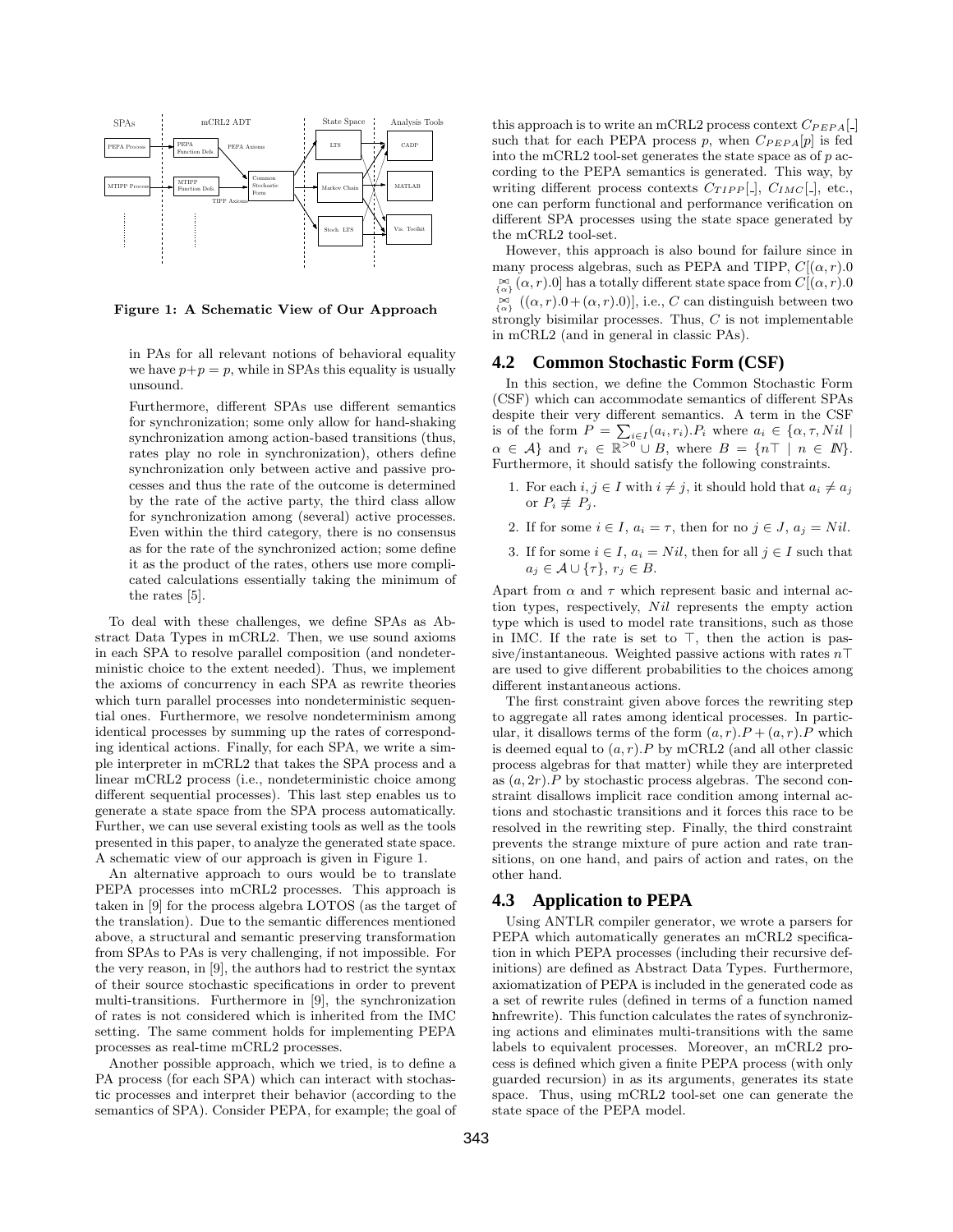Figure 1: A Schematic View of Our Approach

in PAs for all relevant notions of behavioral equality we have $p+p=p$, while in SPAs this equality is usually unsound.

Furthermore, different SPAs use different semantics for synchronization; some only allow for hand-shaking synchronization among action-based transitions (thus, rates play no role in synchronization), others define synchronization only between active and passive processes and thus the rate of the outcome is determined by the rate of the active party, the third class allow for synchronization among (several) active processes. Even within the third category, there is no consensus as for the rate of the synchronized action; some define it as the product of the rates, others use more complicated calculations essentially taking the minimum of the rates [5].

To deal with these challenges, we define SPAs as Abstract Data Types in mCRL2. Then, we use sound axioms in each SPA to resolve parallel composition (and nondeterministic choice to the extent needed). Thus, we implement the axioms of concurrency in each SPA as rewrite theories which turn parallel processes into nondeterministic sequential ones. Furthermore, we resolve nondeterminism among identical processes by summing up the rates of corresponding identical actions. Finally, for each SPA, we write a simple interpreter in mCRL2 that takes the SPA process and a linear mCRL2 process (i.e., nondeterministic choice among different sequential processes). This last step enables us to generate a state space from the SPA process automatically. Further, we can use several existing tools as well as the tools presented in this paper, to analyze the generated state space. A schematic view of our approach is given in Figure 1.

An alternative approach to ours would be to translate PEPA processes into mCRL2 processes. This approach is taken in [9] for the process algebra LOTOS (as the target of the translation). Due to the semantic differences mentioned above, a structural and semantic preserving transformation from SPAs to PAs is very challenging, if not impossible. For the very reason, in [9], the authors had to restrict the syntax of their source stochastic specifications in order to prevent multi-transitions. Furthermore in [9], the synchronization of rates is not considered which is inherited from the IMC setting. The same comment holds for implementing PEPA processes as real-time mCRL2 processes.

Another possible approach, which we tried, is to define a PA process (for each SPA) which can interact with stochastic processes and interpret their behavior (according to the semantics of SPA). Consider PEPA, for example; the goal of this approach is to write an mCRL2 process context $C_{PEPA}[\_]$ such that for each PEPA process $p$, when $C_{PEPA}[p]$ is fed into the mCRL2 tool-set generates the state space as of $p$ according to the PEPA semantics is generated. This way, by writing different process contexts $C_{TIPP}[\_]$, $C_{IMC}[\_]$, etc., one can perform functional and performance verification on different SPA processes using the state space generated by the mCRL2 tool-set.

However, this approach is also bound for failure since in many process algebras, such as PEPA and TIPP, $C[(\alpha,r).0 \underset{\{\alpha\}}{\bowtie} (\alpha,r).0]$ has a totally different state space from $C[(\alpha,r).0 \underset{\{\alpha\}}{\bowtie} ((\alpha,r).0 + (\alpha,r).0)]$, i.e., $C$ can distinguish between two strongly bisimilar processes. Thus, $C$ is not implementable in mCRL2 (and in general in classic PAs).

## 4.2 Common Stochastic Form (CSF)

In this section, we define the Common Stochastic Form (CSF) which can accommodate semantics of different SPAs despite their very different semantics. A term in the CSF is of the form $P = \sum_{i \in I}(a_i, r_i).P_i$ where $a_i \in \{\alpha, \tau, Nil \mid \alpha \in \mathcal{A}\}$ and $r_i \in \mathbb{R}^{>0} \cup B$, where $B = \{n\top \mid n \in I\!N\}$. Furthermore, it should satisfy the following constraints.

1. For each $i, j \in I$ with $i \neq j$, it should hold that $a_i \neq a_j$ or $P_i \not\equiv P_j$.
2. If for some $i \in I$, $a_i = \tau$, then for no $j \in J$, $a_j = Nil$.
3. If for some $i \in I$, $a_i = Nil$, then for all $j \in I$ such that $a_j \in \mathcal{A} \cup \{\tau\}$, $r_j \in B$.

Apart from $\alpha$ and $\tau$ which represent basic and internal action types, respectively, $Nil$ represents the empty action type which is used to model rate transitions, such as those in IMC. If the rate is set to $\top$, then the action is passive/instantaneous. Weighted passive actions with rates $n\top$ are used to give different probabilities to the choices among different instantaneous actions.

The first constraint given above forces the rewriting step to aggregate all rates among identical processes. In particular, it disallows terms of the form $(a,r).P + (a,r).P$ which is deemed equal to $(a,r).P$ by mCRL2 (and all other classic process algebras for that matter) while they are interpreted as $(a,2r).P$ by stochastic process algebras. The second constraint disallows implicit race condition among internal actions and stochastic transitions and it forces this race to be resolved in the rewriting step. Finally, the third constraint prevents the strange mixture of pure action and rate transitions, on one hand, and pairs of action and rates, on the other hand.

## 4.3 Application to PEPA

Using ANTLR compiler generator, we wrote a parsers for PEPA which automatically generates an mCRL2 specification in which PEPA processes (including their recursive definitions) are defined as Abstract Data Types. Furthermore, axiomatization of PEPA is included in the generated code as a set of rewrite rules (defined in terms of a function named hnfrewrite). This function calculates the rates of synchronizing actions and eliminates multi-transitions with the same labels to equivalent processes. Moreover, an mCRL2 process is defined which given a finite PEPA process (with only guarded recursion) in as its arguments, generates its state space. Thus, using mCRL2 tool-set one can generate the state space of the PEPA model.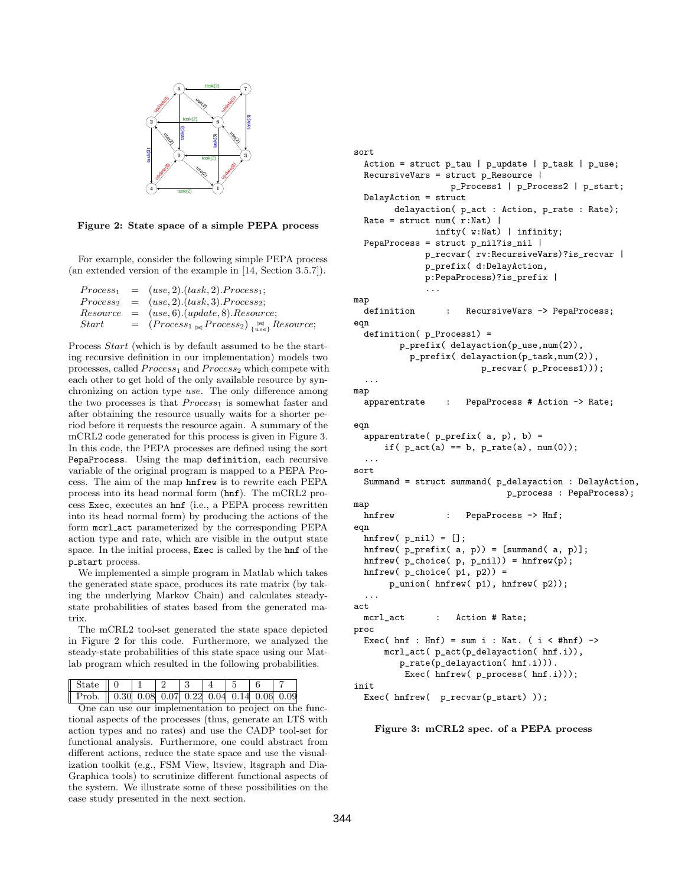Figure 2: State space of a simple PEPA process

For example, consider the following simple PEPA process (an extended version of the example in [14, Section 3.5.7]).

$$\begin{array}{lcl} Process_1 & = & (use, 2).(task, 2).Process_1; \\ Process_2 & = & (use, 2).(task, 3).Process_2; \\ Resource & = & (use, 6).(update, 8).Resource; \\ Start & = & (Process_1 \bowtie Process_2) \underset{\{use\}}{\bowtie} Resource; \end{array}$$

Process *Start* (which is by default assumed to be the starting recursive definition in our implementation) models two processes, called $Process_1$ and $Process_2$ which compete with each other to get hold of the only available resource by synchronizing on action type *use*. The only difference among the two processes is that $Process_1$ is somewhat faster and after obtaining the resource usually waits for a shorter period before it requests the resource again. A summary of the mCRL2 code generated for this process is given in Figure 3. In this code, the PEPA processes are defined using the sort `PepaProcess`. Using the map `definition`, each recursive variable of the original program is mapped to a PEPA Process. The aim of the map `hnfrew` is to rewrite each PEPA process into its head normal form (`hnf`). The mCRL2 process `Exec`, executes an `hnf` (i.e., a PEPA process rewritten into its head normal form) by producing the actions of the form `mcrl_act` parameterized by the corresponding PEPA action type and rate, which are visible in the output state space. In the initial process, `Exec` is called by the `hnf` of the `p_start` process.

We implemented a simple program in Matlab which takes the generated state space, produces its rate matrix (by taking the underlying Markov Chain) and calculates steady-state probabilities of states based from the generated matrix.

The mCRL2 tool-set generated the state space depicted in Figure 2 for this code. Furthermore, we analyzed the steady-state probabilities of this state space using our Matlab program which resulted in the following probabilities.

| State | 0 | 1 | 2 | 3 | 4 | 5 | 6 | 7 |
|---|---|---|---|---|---|---|---|---|
| Prob. | 0.30 | 0.08 | 0.07 | 0.22 | 0.04 | 0.14 | 0.06 | 0.09 |

One can use our implementation to project on the functional aspects of the processes (thus, generate an LTS with action types and no rates) and use the CADP tool-set for functional analysis. Furthermore, one could abstract from different actions, reduce the state space and use the visualization toolkit (e.g., FSM View, ltsview, ltsgraph and DiaGraphica tools) to scrutinize different functional aspects of the system. We illustrate some of these possibilities on the case study presented in the next section.

```
sort
  Action = struct p_tau | p_update | p_task | p_use;
  RecursiveVars = struct p_Resource |
                  p_Process1 | p_Process2 | p_start;
  DelayAction = struct
        delayaction( p_act : Action, p_rate : Rate);
  Rate = struct num( r:Nat) |
                infty( w:Nat) | infinity;
  PepaProcess = struct p_nil?is_nil |
              p_recvar( rv:RecursiveVars)?is_recvar |
              p_prefix( d:DelayAction,
              p:PepaProcess)?is_prefix |
              ...
map
  definition      :   RecursiveVars -> PepaProcess;
eqn
  definition( p_Process1) =
         p_prefix( delayaction(p_use,num(2)),
           p_prefix( delayaction(p_task,num(2)),
                         p_recvar( p_Process1)));
  ...
map
  apparentrate    :   PepaProcess # Action -> Rate;

eqn
  apparentrate( p_prefix( a, p), b) =
       if( p_act(a) == b, p_rate(a), num(0));
  ...
sort
  Summand = struct summand( p_delayaction : DelayAction,
                            p_process : PepaProcess);
map
  hnfrew          :   PepaProcess -> Hnf;
eqn
  hnfrew( p_nil) = [];
  hnfrew( p_prefix( a, p)) = [summand( a, p)];
  hnfrew( p_choice( p, p_nil)) = hnfrew(p);
  hnfrew( p_choice( p1, p2)) =
       p_union( hnfrew( p1), hnfrew( p2));
  ...
act
  mcrl_act      :   Action # Rate;
proc
  Exec( hnf : Hnf) = sum i : Nat. ( i < #hnf) ->
      mcrl_act( p_act(p_delayaction( hnf.i)),
         p_rate(p_delayaction( hnf.i))).
          Exec( hnfrew( p_process( hnf.i)));
init
  Exec( hnfrew(  p_recvar(p_start) ));
```

Figure 3: mCRL2 spec. of a PEPA process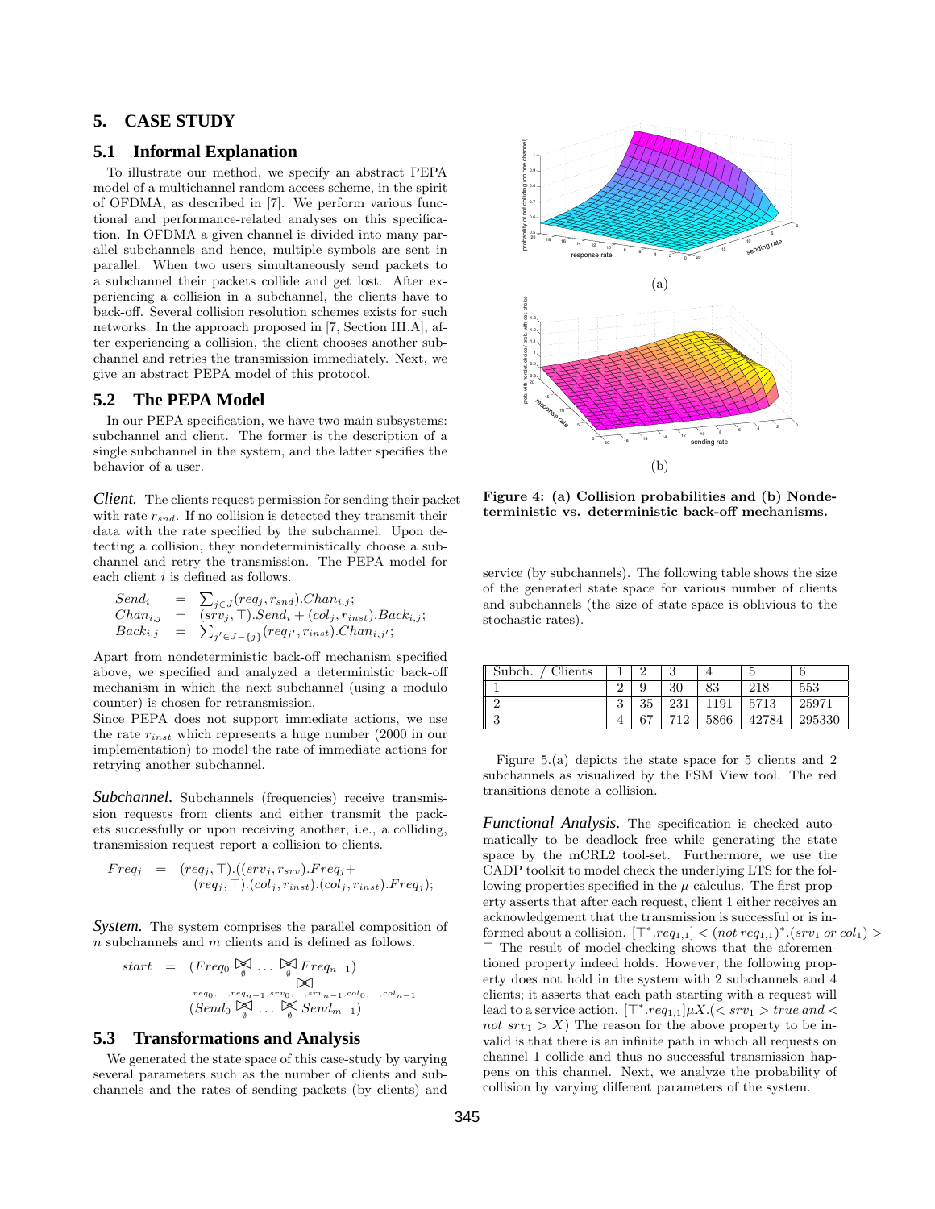## 5. CASE STUDY

### 5.1 Informal Explanation

To illustrate our method, we specify an abstract PEPA model of a multichannel random access scheme, in the spirit of OFDMA, as described in [7]. We perform various functional and performance-related analyses on this specification. In OFDMA a given channel is divided into many parallel subchannels and hence, multiple symbols are sent in parallel. When two users simultaneously send packets to a subchannel their packets collide and get lost. After experiencing a collision in a subchannel, the clients have to back-off. Several collision resolution schemes exists for such networks. In the approach proposed in [7, Section III.A], after experiencing a collision, the client chooses another subchannel and retries the transmission immediately. Next, we give an abstract PEPA model of this protocol.

### 5.2 The PEPA Model

In our PEPA specification, we have two main subsystems: subchannel and client. The former is the description of a single subchannel in the system, and the latter specifies the behavior of a user.

***Client.*** The clients request permission for sending their packet with rate $r_{snd}$. If no collision is detected they transmit their data with the rate specified by the subchannel. Upon detecting a collision, they nondeterministically choose a subchannel and retry the transmission. The PEPA model for each client $i$ is defined as follows.

$$
\begin{aligned}
Send_i &= \sum_{j \in J}(req_j, r_{snd}).Chan_{i,j};\\
Chan_{i,j} &= (srv_j, \top).Send_i + (col_j, r_{inst}).Back_{i,j};\\
Back_{i,j} &= \sum_{j' \in J-\{j\}}(req_{j'}, r_{inst}).Chan_{i,j'};
\end{aligned}
$$

Apart from nondeterministic back-off mechanism specified above, we specified and analyzed a deterministic back-off mechanism in which the next subchannel (using a modulo counter) is chosen for retransmission.

Since PEPA does not support immediate actions, we use the rate $r_{inst}$ which represents a huge number (2000 in our implementation) to model the rate of immediate actions for retrying another subchannel.

***Subchannel.*** Subchannels (frequencies) receive transmission requests from clients and either transmit the packets successfully or upon receiving another, i.e., a colliding, transmission request report a collision to clients.

$$
\begin{aligned}
Freq_j \;=\; & (req_j, \top).((srv_j, r_{srv}).Freq_j +\\
& (req_j, \top).(col_j, r_{inst}).(col_j, r_{inst}).Freq_j);
\end{aligned}
$$

***System.*** The system comprises the parallel composition of $n$ subchannels and $m$ clients and is defined as follows.

$$
\begin{aligned}
start \;=\; & (Freq_0 \underset{\emptyset}{\bowtie} \ldots \underset{\emptyset}{\bowtie} Freq_{n-1})\\
& \underset{req_0,\ldots,req_{n-1}, srv_0,\ldots,srv_{n-1}, col_0,\ldots,col_{n-1}}{\bowtie}\\
& (Send_0 \underset{\emptyset}{\bowtie} \ldots \underset{\emptyset}{\bowtie} Send_{m-1})
\end{aligned}
$$

### 5.3 Transformations and Analysis

We generated the state space of this case-study by varying several parameters such as the number of clients and subchannels and the rates of sending packets (by clients) and service (by subchannels). The following table shows the size of the generated state space for various number of clients and subchannels (the size of state space is oblivious to the stochastic rates).

Figure 4: (a) Collision probabilities and (b) Nondeterministic vs. deterministic back-off mechanisms.

| Subch. / Clients | 1 | 2 | 3 | 4 | 5 | 6 |
|---|---|---|---|---|---|---|
| 1 | 2 | 9 | 30 | 83 | 218 | 553 |
| 2 | 3 | 35 | 231 | 1191 | 5713 | 25971 |
| 3 | 4 | 67 | 712 | 5866 | 42784 | 295330 |

Figure 5.(a) depicts the state space for 5 clients and 2 subchannels as visualized by the FSM View tool. The red transitions denote a collision.

***Functional Analysis.*** The specification is checked automatically to be deadlock free while generating the state space by the mCRL2 tool-set. Furthermore, we use the CADP toolkit to model check the underlying LTS for the following properties specified in the $\mu$-calculus. The first property asserts that after each request, client 1 either receives an acknowledgement that the transmission is successful or is informed about a collision. $[\top^*.req_{1,1}] < (not\ req_{1,1})^*.(srv_1\ or\ col_1) > \top$ The result of model-checking shows that the aforementioned property indeed holds. However, the following property does not hold in the system with 2 subchannels and 4 clients; it asserts that each path starting with a request will lead to a service action. $[\top^*.req_{1,1}]\mu X.(< srv_1 > true\ and < not\ srv_1 > X)$ The reason for the above property to be invalid is that there is an infinite path in which all requests on channel 1 collide and thus no successful transmission happens on this channel. Next, we analyze the probability of collision by varying different parameters of the system.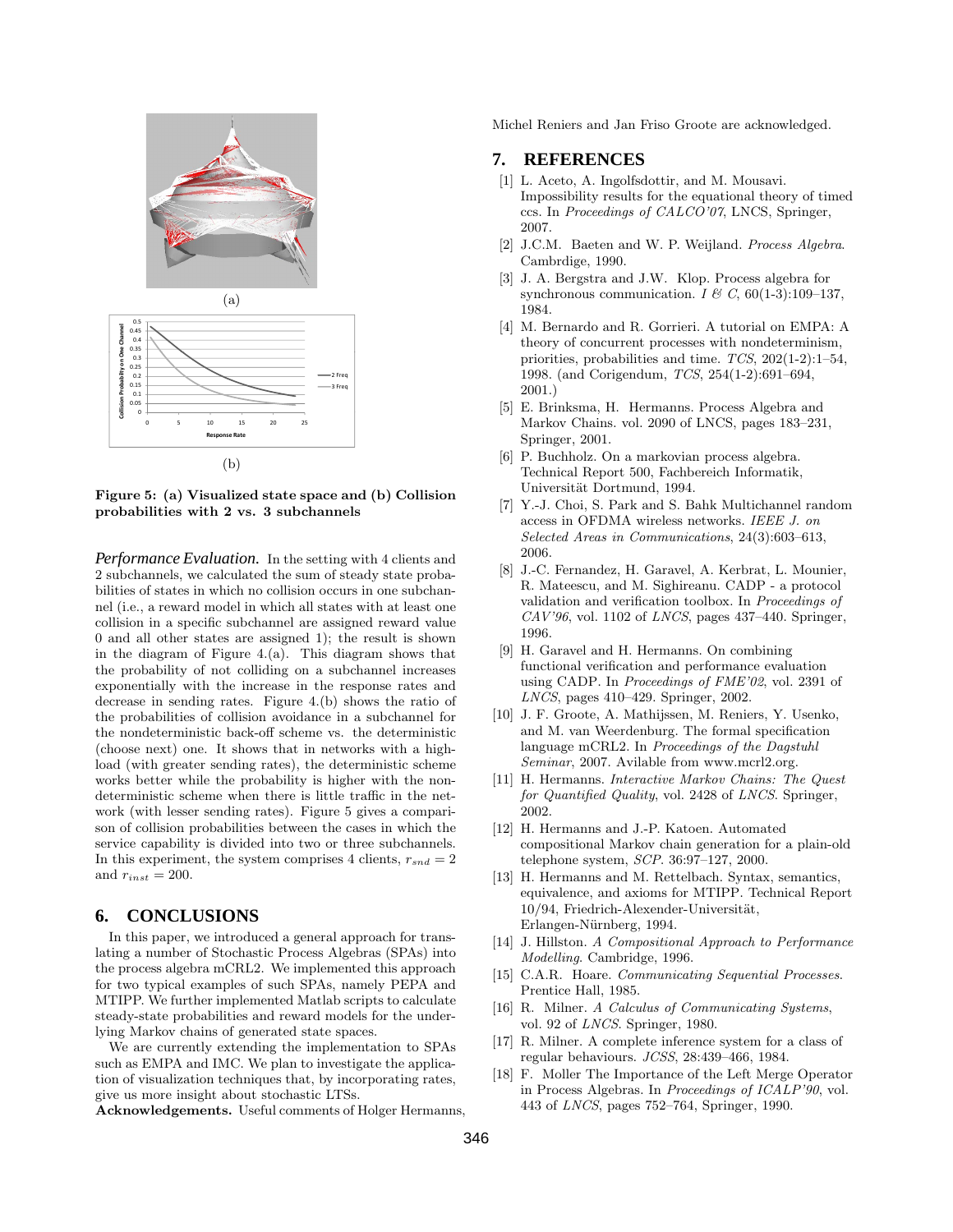(a)

0.5
0.45
0.4
0.35
0.3
0.25
0.2
0.15
0.1
0.05
0

Collision Probability on One Channel

0 5 10 15 20 25

Response Rate

2 Freq
3 Freq

(b)

**Figure 5: (a) Visualized state space and (b) Collision probabilities with 2 vs. 3 subchannels**

***Performance Evaluation.*** In the setting with 4 clients and 2 subchannels, we calculated the sum of steady state probabilities of states in which no collision occurs in one subchannel (i.e., a reward model in which all states with at least one collision in a specific subchannel are assigned reward value 0 and all other states are assigned 1); the result is shown in the diagram of Figure 4.(a). This diagram shows that the probability of not colliding on a subchannel increases exponentially with the increase in the response rates and decrease in sending rates. Figure 4.(b) shows the ratio of the probabilities of collision avoidance in a subchannel for the nondeterministic back-off scheme vs. the deterministic (choose next) one. It shows that in networks with a high-load (with greater sending rates), the deterministic scheme works better while the probability is higher with the nondeterministic scheme when there is little traffic in the network (with lesser sending rates). Figure 5 gives a comparison of collision probabilities between the cases in which the service capability is divided into two or three subchannels. In this experiment, the system comprises 4 clients, $r_{snd} = 2$ and $r_{inst} = 200$.

## 6. CONCLUSIONS

In this paper, we introduced a general approach for translating a number of Stochastic Process Algebras (SPAs) into the process algebra mCRL2. We implemented this approach for two typical examples of such SPAs, namely PEPA and MTIPP. We further implemented Matlab scripts to calculate steady-state probabilities and reward models for the underlying Markov chains of generated state spaces.

We are currently extending the implementation to SPAs such as EMPA and IMC. We plan to investigate the application of visualization techniques that, by incorporating rates, give us more insight about stochastic LTSs.

**Acknowledgements.** Useful comments of Holger Hermanns, Michel Reniers and Jan Friso Groote are acknowledged.

## 7. REFERENCES

[1] L. Aceto, A. Ingolfsdottir, and M. Mousavi. Impossibility results for the equational theory of timed ccs. In *Proceedings of CALCO'07*, LNCS, Springer, 2007.

[2] J.C.M. Baeten and W. P. Weijland. *Process Algebra*. Cambrdige, 1990.

[3] J. A. Bergstra and J.W. Klop. Process algebra for synchronous communication. *I & C*, 60(1-3):109–137, 1984.

[4] M. Bernardo and R. Gorrieri. A tutorial on EMPA: A theory of concurrent processes with nondeterminism, priorities, probabilities and time. *TCS*, 202(1-2):1–54, 1998. (and Corigendum, *TCS*, 254(1-2):691–694, 2001.)

[5] E. Brinksma, H. Hermanns. Process Algebra and Markov Chains. vol. 2090 of LNCS, pages 183–231, Springer, 2001.

[6] P. Buchholz. On a markovian process algebra. Technical Report 500, Fachbereich Informatik, Universität Dortmund, 1994.

[7] Y.-J. Choi, S. Park and S. Bahk Multichannel random access in OFDMA wireless networks. *IEEE J. on Selected Areas in Communications*, 24(3):603–613, 2006.

[8] J.-C. Fernandez, H. Garavel, A. Kerbrat, L. Mounier, R. Mateescu, and M. Sighireanu. CADP - a protocol validation and verification toolbox. In *Proceedings of CAV'96*, vol. 1102 of *LNCS*, pages 437–440. Springer, 1996.

[9] H. Garavel and H. Hermanns. On combining functional verification and performance evaluation using CADP. In *Proceedings of FME'02*, vol. 2391 of *LNCS*, pages 410–429. Springer, 2002.

[10] J. F. Groote, A. Mathijssen, M. Reniers, Y. Usenko, and M. van Weerdenburg. The formal specification language mCRL2. In *Proceedings of the Dagstuhl Seminar*, 2007. Avilable from www.mcrl2.org.

[11] H. Hermanns. *Interactive Markov Chains: The Quest for Quantified Quality*, vol. 2428 of *LNCS*. Springer, 2002.

[12] H. Hermanns and J.-P. Katoen. Automated compositional Markov chain generation for a plain-old telephone system, *SCP*. 36:97–127, 2000.

[13] H. Hermanns and M. Rettelbach. Syntax, semantics, equivalence, and axioms for MTIPP. Technical Report 10/94, Friedrich-Alexender-Universität, Erlangen-Nürnberg, 1994.

[14] J. Hillston. *A Compositional Approach to Performance Modelling*. Cambridge, 1996.

[15] C.A.R. Hoare. *Communicating Sequential Processes*. Prentice Hall, 1985.

[16] R. Milner. *A Calculus of Communicating Systems*, vol. 92 of *LNCS*. Springer, 1980.

[17] R. Milner. A complete inference system for a class of regular behaviours. *JCSS*, 28:439–466, 1984.

[18] F. Moller The Importance of the Left Merge Operator in Process Algebras. In *Proceedings of ICALP'90*, vol. 443 of *LNCS*, pages 752–764, Springer, 1990.